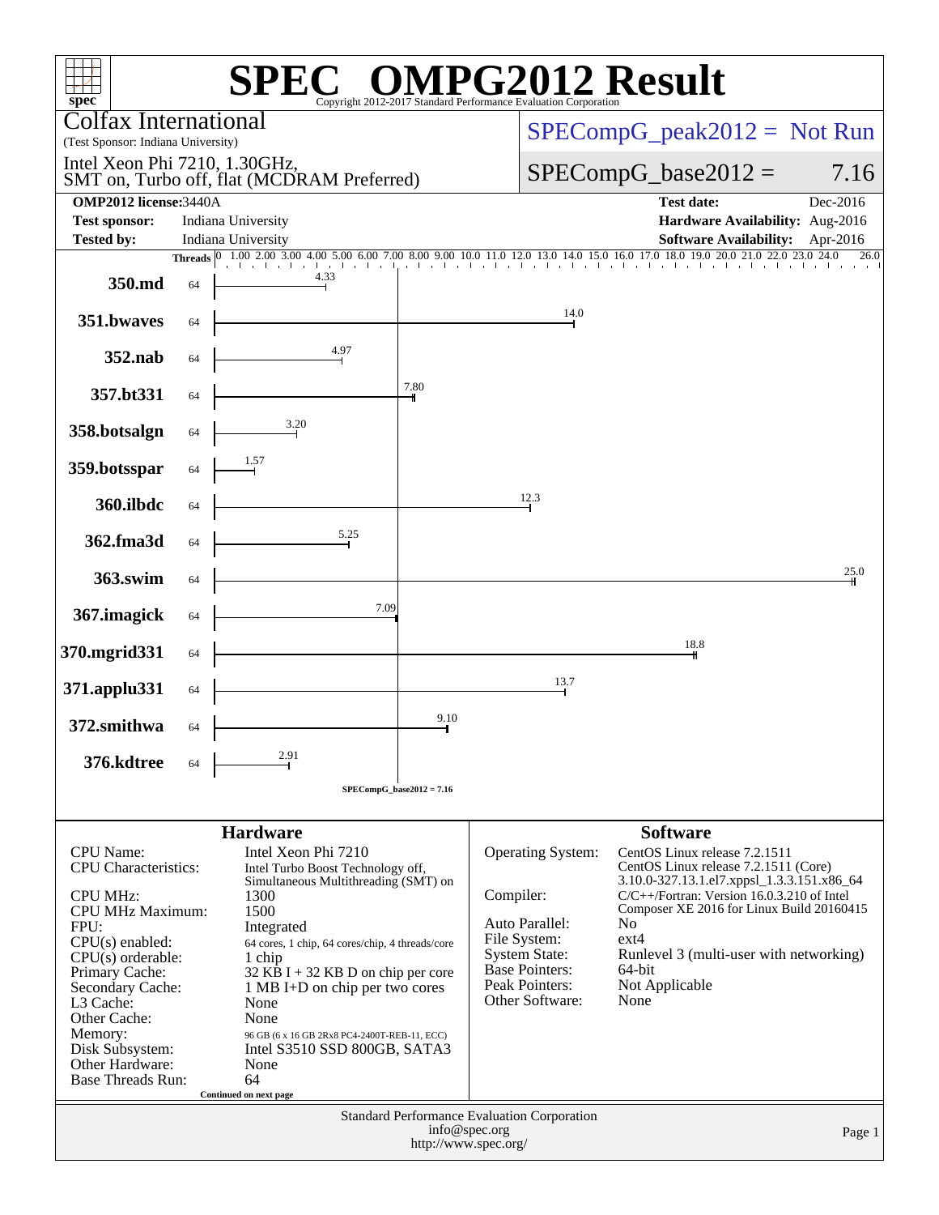# SPEC® OMPG2012 Result

Copyright 2012-2017 Standard Performance Evaluation Corporation

**Colfax International**
(Test Sponsor: Indiana University)

Intel Xeon Phi 7210, 1.30GHz,
SMT on, Turbo off, flat (MCDRAM Preferred)

SPECompG_peak2012 = Not Run

SPECompG_base2012 = 7.16

| | | | |
|---|---|---|---|
| **OMP2012 license:** | 3440A | **Test date:** | Dec-2016 |
| **Test sponsor:** | Indiana University | **Hardware Availability:** | Aug-2016 |
| **Tested by:** | Indiana University | **Software Availability:** | Apr-2016 |

| Benchmark | Threads | Base Ratio |
|---|---|---|
| 350.md | 64 | 4.33 |
| 351.bwaves | 64 | 14.0 |
| 352.nab | 64 | 4.97 |
| 357.bt331 | 64 | 7.80 |
| 358.botsalgn | 64 | 3.20 |
| 359.botsspar | 64 | 1.57 |
| 360.ilbdc | 64 | 12.3 |
| 362.fma3d | 64 | 5.25 |
| 363.swim | 64 | 25.0 |
| 367.imagick | 64 | 7.09 |
| 370.mgrid331 | 64 | 18.8 |
| 371.applu331 | 64 | 13.7 |
| 372.smithwa | 64 | 9.10 |
| 376.kdtree | 64 | 2.91 |

SPECompG_base2012 = 7.16

## Hardware

| | |
|---|---|
| CPU Name: | Intel Xeon Phi 7210 |
| CPU Characteristics: | Intel Turbo Boost Technology off, Simultaneous Multithreading (SMT) on |
| CPU MHz: | 1300 |
| CPU MHz Maximum: | 1500 |
| FPU: | Integrated |
| CPU(s) enabled: | 64 cores, 1 chip, 64 cores/chip, 4 threads/core |
| CPU(s) orderable: | 1 chip |
| Primary Cache: | 32 KB I + 32 KB D on chip per core |
| Secondary Cache: | 1 MB I+D on chip per two cores |
| L3 Cache: | None |
| Other Cache: | None |
| Memory: | 96 GB (6 x 16 GB 2Rx8 PC4-2400T-REB-11, ECC) |
| Disk Subsystem: | Intel S3510 SSD 800GB, SATA3 |
| Other Hardware: | None |
| Base Threads Run: | 64 |

Continued on next page

## Software

| | |
|---|---|
| Operating System: | CentOS Linux release 7.2.1511 CentOS Linux release 7.2.1511 (Core) 3.10.0-327.13.1.el7.xppsl_1.3.3.151.x86_64 |
| Compiler: | C/C++/Fortran: Version 16.0.3.210 of Intel Composer XE 2016 for Linux Build 20160415 |
| Auto Parallel: | No |
| File System: | ext4 |
| System State: | Runlevel 3 (multi-user with networking) |
| Base Pointers: | 64-bit |
| Peak Pointers: | Not Applicable |
| Other Software: | None |

Standard Performance Evaluation Corporation
info@spec.org
http://www.spec.org/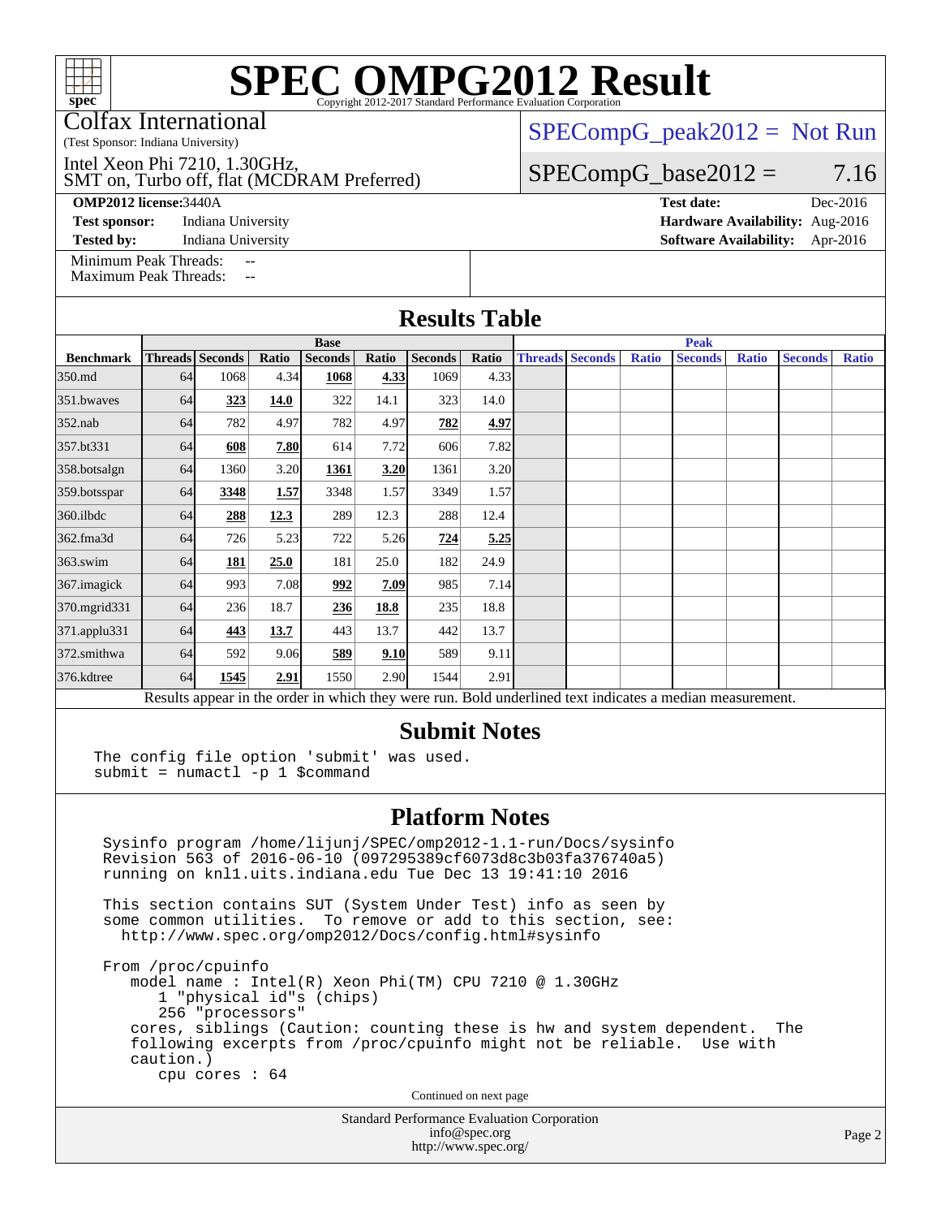# SPEC OMPG2012 Result

Copyright 2012-2017 Standard Performance Evaluation Corporation

Colfax International
(Test Sponsor: Indiana University)

Intel Xeon Phi 7210, 1.30GHz,
SMT on, Turbo off, flat (MCDRAM Preferred)

SPECompG_peak2012 = Not Run

SPECompG_base2012 = 7.16

**OMP2012 license:** 3440A
**Test sponsor:** Indiana University
**Tested by:** Indiana University

**Test date:** Dec-2016
**Hardware Availability:** Aug-2016
**Software Availability:** Apr-2016

Minimum Peak Threads: --
Maximum Peak Threads: --

## Results Table

| | Base | | | | | | | Peak | | | | | | |
|---|---|---|---|---|---|---|---|---|---|---|---|---|---|---|
| Benchmark | Threads | Seconds | Ratio | Seconds | Ratio | Seconds | Ratio | Threads | Seconds | Ratio | Seconds | Ratio | Seconds | Ratio |
| 350.md | 64 | 1068 | 4.34 | **1068** | **4.33** | 1069 | 4.33 | | | | | | | |
| 351.bwaves | 64 | **323** | **14.0** | 322 | 14.1 | 323 | 14.0 | | | | | | | |
| 352.nab | 64 | 782 | 4.97 | 782 | 4.97 | **782** | **4.97** | | | | | | | |
| 357.bt331 | 64 | **608** | **7.80** | 614 | 7.72 | 606 | 7.82 | | | | | | | |
| 358.botsalgn | 64 | 1360 | 3.20 | **1361** | **3.20** | 1361 | 3.20 | | | | | | | |
| 359.botsspar | 64 | **3348** | **1.57** | 3348 | 1.57 | 3349 | 1.57 | | | | | | | |
| 360.ilbdc | 64 | **288** | **12.3** | 289 | 12.3 | 288 | 12.4 | | | | | | | |
| 362.fma3d | 64 | 726 | 5.23 | 722 | 5.26 | **724** | **5.25** | | | | | | | |
| 363.swim | 64 | **181** | **25.0** | 181 | 25.0 | 182 | 24.9 | | | | | | | |
| 367.imagick | 64 | 993 | 7.08 | **992** | **7.09** | 985 | 7.14 | | | | | | | |
| 370.mgrid331 | 64 | 236 | 18.7 | **236** | **18.8** | 235 | 18.8 | | | | | | | |
| 371.applu331 | 64 | **443** | **13.7** | 443 | 13.7 | 442 | 13.7 | | | | | | | |
| 372.smithwa | 64 | 592 | 9.06 | **589** | **9.10** | 589 | 9.11 | | | | | | | |
| 376.kdtree | 64 | **1545** | **2.91** | 1550 | 2.90 | 1544 | 2.91 | | | | | | | |

Results appear in the order in which they were run. Bold underlined text indicates a median measurement.

## Submit Notes

```
The config file option 'submit' was used.
submit = numactl -p 1 $command
```

## Platform Notes

```
Sysinfo program /home/lijunj/SPEC/omp2012-1.1-run/Docs/sysinfo
Revision 563 of 2016-06-10 (097295389cf6073d8c3b03fa376740a5)
running on knl1.uits.indiana.edu Tue Dec 13 19:41:10 2016

This section contains SUT (System Under Test) info as seen by
some common utilities.  To remove or add to this section, see:
  http://www.spec.org/omp2012/Docs/config.html#sysinfo

From /proc/cpuinfo
   model name : Intel(R) Xeon Phi(TM) CPU 7210 @ 1.30GHz
      1 "physical id"s (chips)
      256 "processors"
   cores, siblings (Caution: counting these is hw and system dependent.  The
   following excerpts from /proc/cpuinfo might not be reliable.  Use with
   caution.)
      cpu cores : 64
```

Continued on next page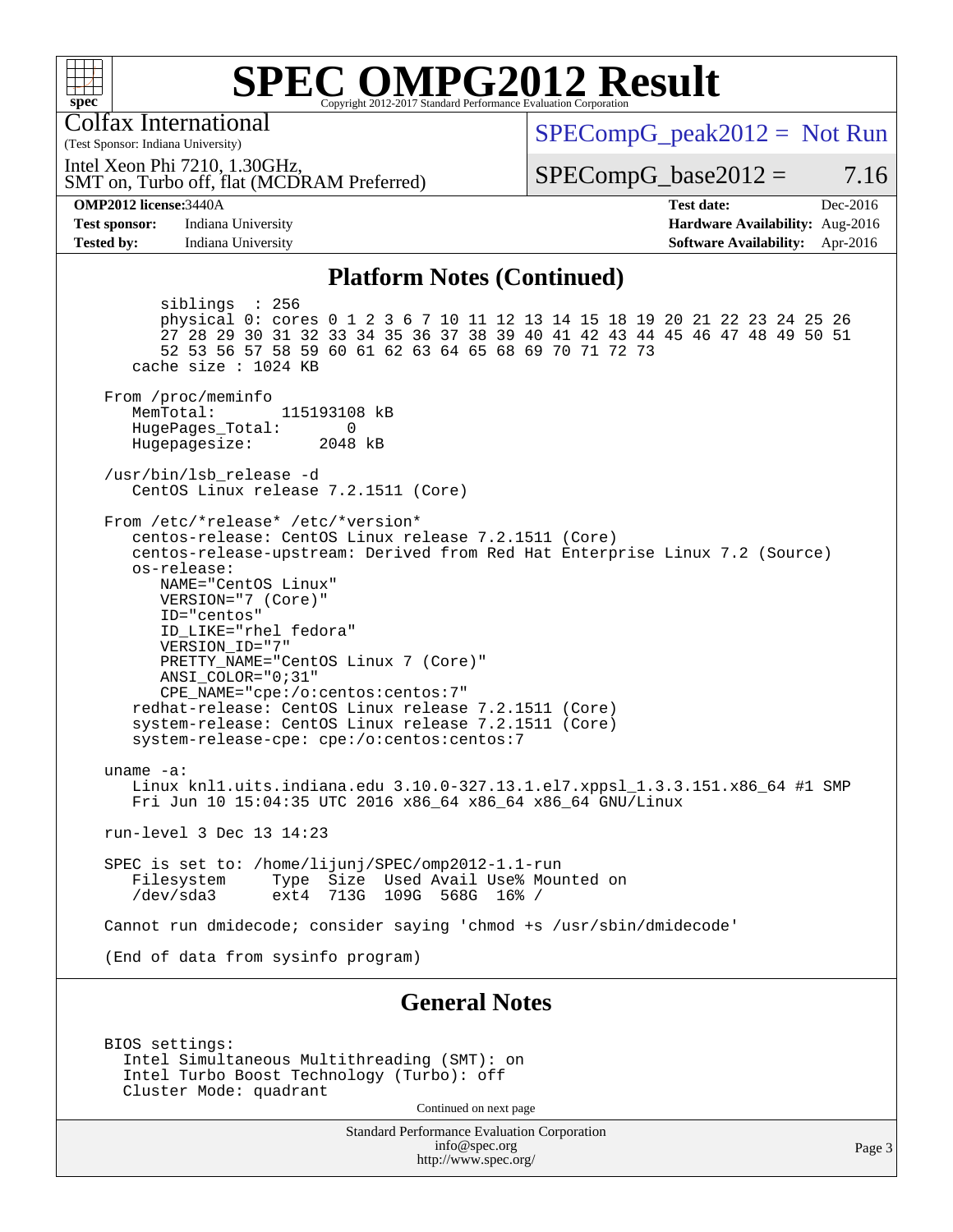# SPEC OMPG2012 Result

Copyright 2012-2017 Standard Performance Evaluation Corporation

Colfax International
(Test Sponsor: Indiana University)

Intel Xeon Phi 7210, 1.30GHz,
SMT on, Turbo off, flat (MCDRAM Preferred)

SPECompG_peak2012 = Not Run

SPECompG_base2012 = 7.16

**OMP2012 license:** 3440A
**Test sponsor:** Indiana University
**Tested by:** Indiana University

**Test date:** Dec-2016
**Hardware Availability:** Aug-2016
**Software Availability:** Apr-2016

## Platform Notes (Continued)

```
        siblings  : 256
        physical 0: cores 0 1 2 3 6 7 10 11 12 13 14 15 18 19 20 21 22 23 24 25 26
        27 28 29 30 31 32 33 34 35 36 37 38 39 40 41 42 43 44 45 46 47 48 49 50 51
        52 53 56 57 58 59 60 61 62 63 64 65 68 69 70 71 72 73
     cache size : 1024 KB

  From /proc/meminfo
     MemTotal:       115193108 kB
     HugePages_Total:       0
     Hugepagesize:       2048 kB

  /usr/bin/lsb_release -d
     CentOS Linux release 7.2.1511 (Core)

  From /etc/*release* /etc/*version*
     centos-release: CentOS Linux release 7.2.1511 (Core)
     centos-release-upstream: Derived from Red Hat Enterprise Linux 7.2 (Source)
     os-release:
        NAME="CentOS Linux"
        VERSION="7 (Core)"
        ID="centos"
        ID_LIKE="rhel fedora"
        VERSION_ID="7"
        PRETTY_NAME="CentOS Linux 7 (Core)"
        ANSI_COLOR="0;31"
        CPE_NAME="cpe:/o:centos:centos:7"
     redhat-release: CentOS Linux release 7.2.1511 (Core)
     system-release: CentOS Linux release 7.2.1511 (Core)
     system-release-cpe: cpe:/o:centos:centos:7

  uname -a:
     Linux knl1.uits.indiana.edu 3.10.0-327.13.1.el7.xppsl_1.3.3.151.x86_64 #1 SMP
     Fri Jun 10 15:04:35 UTC 2016 x86_64 x86_64 x86_64 GNU/Linux

  run-level 3 Dec 13 14:23

  SPEC is set to: /home/lijunj/SPEC/omp2012-1.1-run
     Filesystem     Type  Size  Used Avail Use% Mounted on
     /dev/sda3      ext4  713G  109G  568G  16% /

  Cannot run dmidecode; consider saying 'chmod +s /usr/sbin/dmidecode'

  (End of data from sysinfo program)
```

## General Notes

```
  BIOS settings:
    Intel Simultaneous Multithreading (SMT): on
    Intel Turbo Boost Technology (Turbo): off
    Cluster Mode: quadrant
```

Continued on next page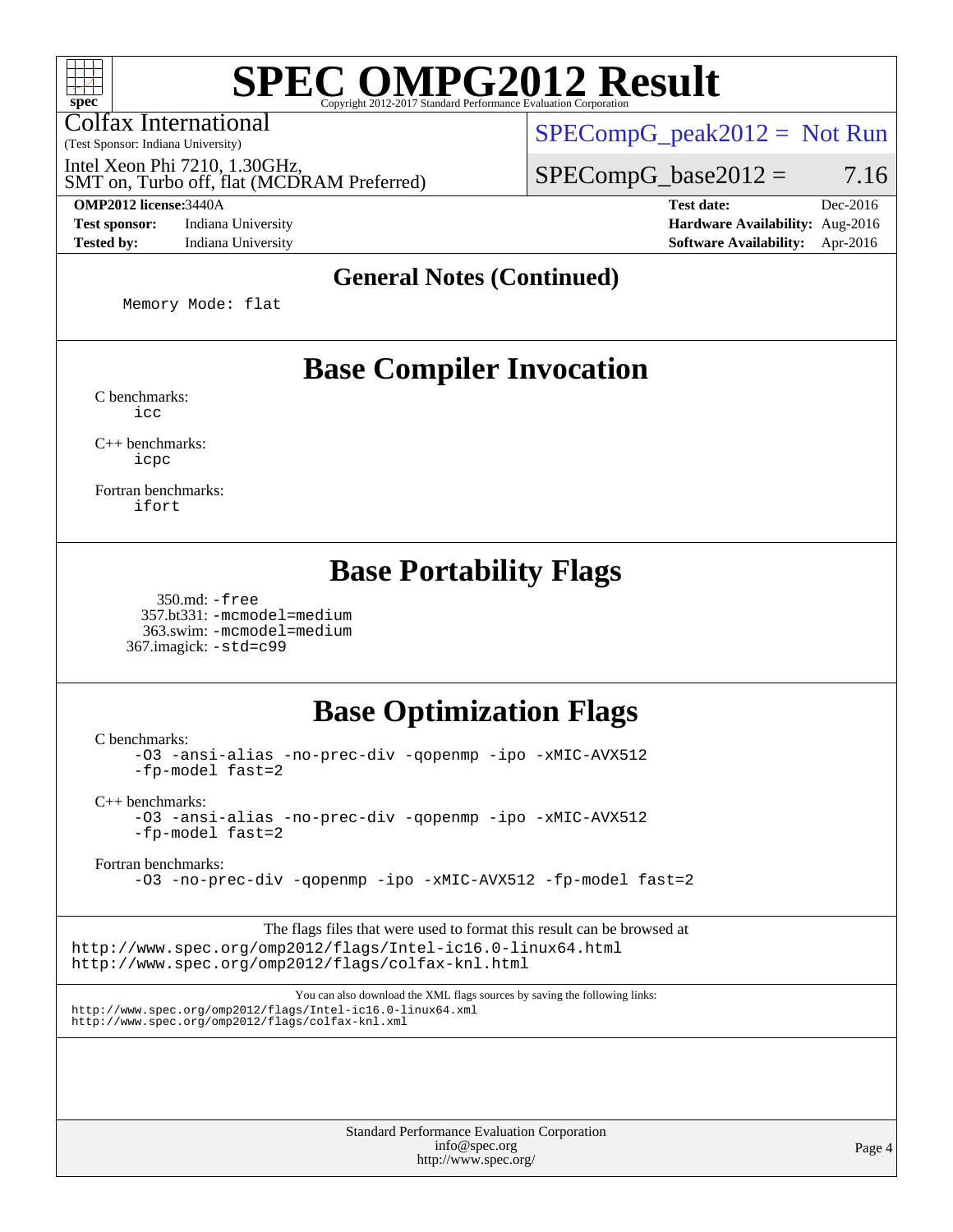## General Notes (Continued)

```
Memory Mode: flat
```

# Base Compiler Invocation

C benchmarks:
```
icc
```

C++ benchmarks:
```
icpc
```

Fortran benchmarks:
```
ifort
```

# Base Portability Flags

350.md: `-free`
357.bt331: `-mcmodel=medium`
363.swim: `-mcmodel=medium`
367.imagick: `-std=c99`

# Base Optimization Flags

C benchmarks:
```
-O3 -ansi-alias -no-prec-div -qopenmp -ipo -xMIC-AVX512
-fp-model fast=2
```

C++ benchmarks:
```
-O3 -ansi-alias -no-prec-div -qopenmp -ipo -xMIC-AVX512
-fp-model fast=2
```

Fortran benchmarks:
```
-O3 -no-prec-div -qopenmp -ipo -xMIC-AVX512 -fp-model fast=2
```

The flags files that were used to format this result can be browsed at
http://www.spec.org/omp2012/flags/Intel-ic16.0-linux64.html
http://www.spec.org/omp2012/flags/colfax-knl.html

You can also download the XML flags sources by saving the following links:
http://www.spec.org/omp2012/flags/Intel-ic16.0-linux64.xml
http://www.spec.org/omp2012/flags/colfax-knl.xml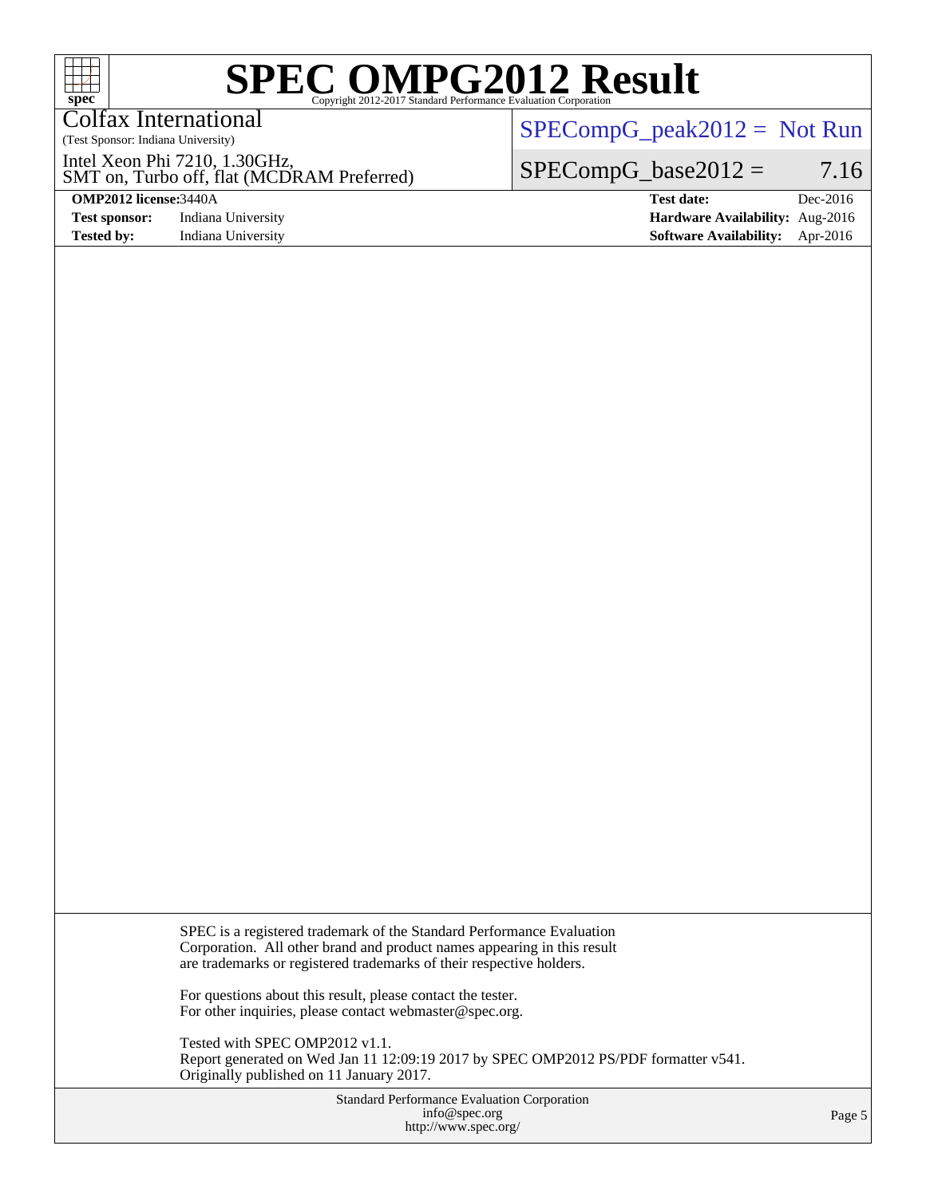# SPEC OMPG2012 Result

Copyright 2012-2017 Standard Performance Evaluation Corporation

Colfax International
(Test Sponsor: Indiana University)

Intel Xeon Phi 7210, 1.30GHz,
SMT on, Turbo off, flat (MCDRAM Preferred)

SPECompG_peak2012 = Not Run

SPECompG_base2012 = 7.16

**OMP2012 license:** 3440A
**Test sponsor:** Indiana University
**Tested by:** Indiana University

**Test date:** Dec-2016
**Hardware Availability:** Aug-2016
**Software Availability:** Apr-2016

SPEC is a registered trademark of the Standard Performance Evaluation Corporation. All other brand and product names appearing in this result are trademarks or registered trademarks of their respective holders.

For questions about this result, please contact the tester.
For other inquiries, please contact webmaster@spec.org.

Tested with SPEC OMP2012 v1.1.
Report generated on Wed Jan 11 12:09:19 2017 by SPEC OMP2012 PS/PDF formatter v541.
Originally published on 11 January 2017.

Standard Performance Evaluation Corporation
info@spec.org
http://www.spec.org/